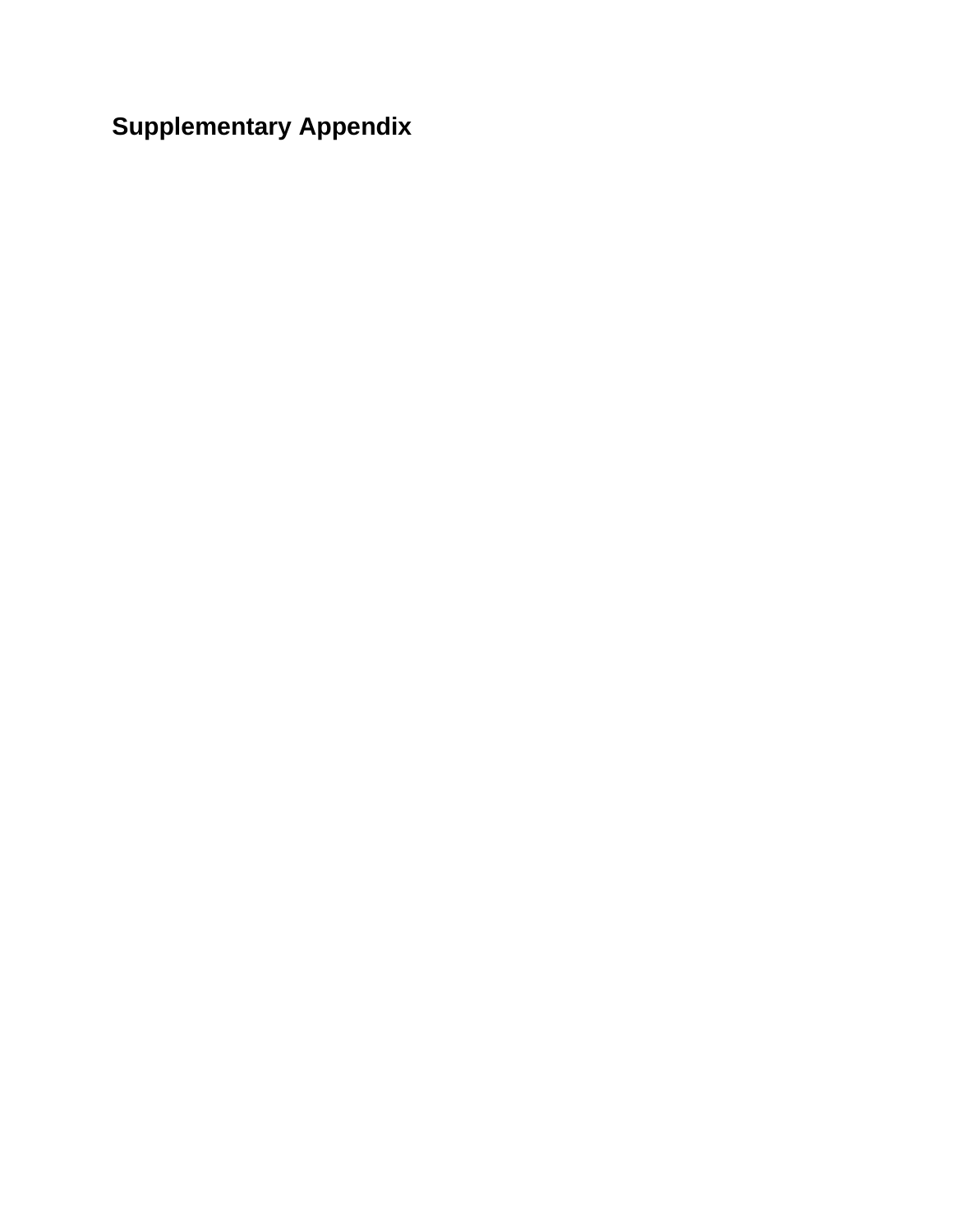# Supplementary Appendix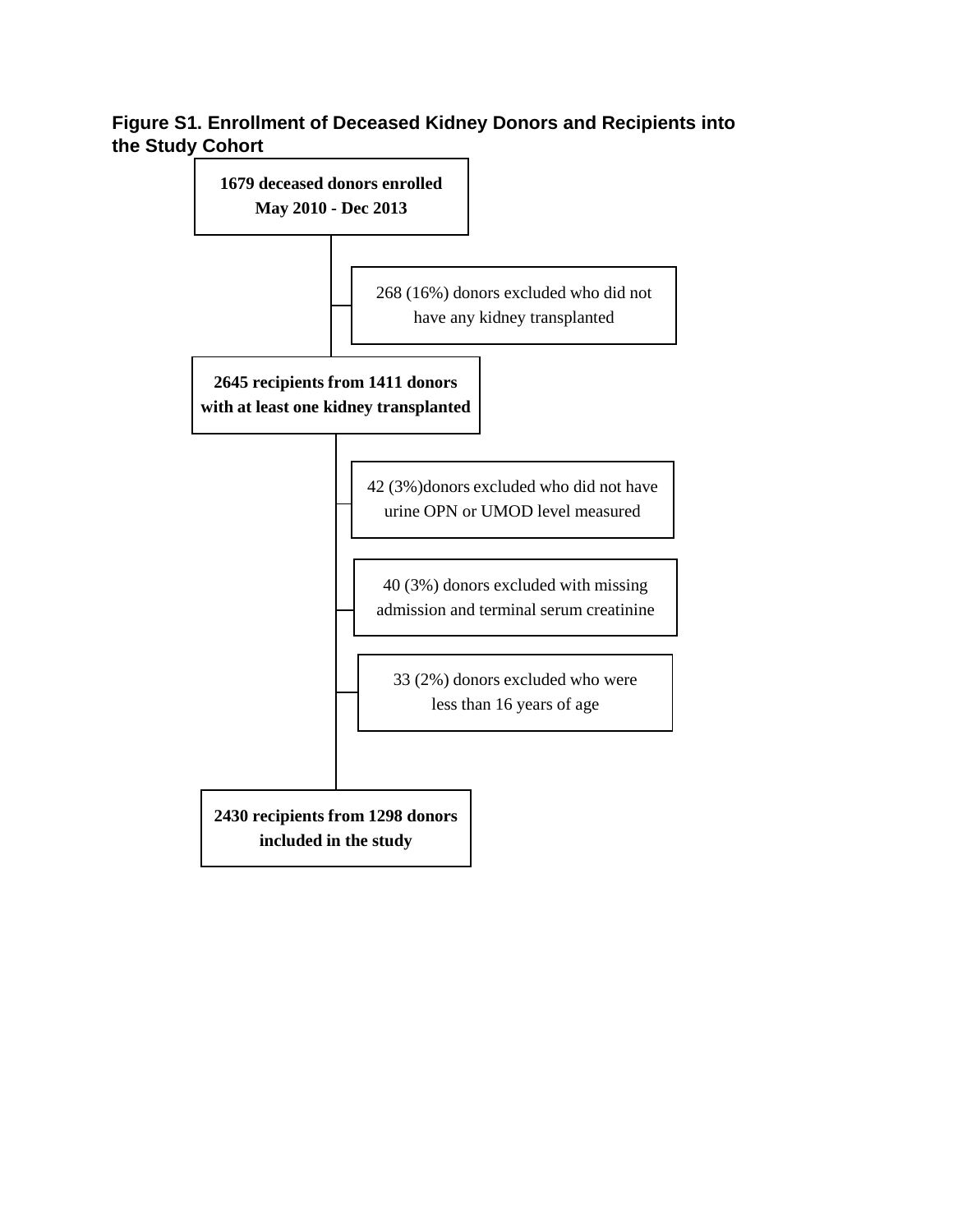**Figure S1. Enrollment of Deceased Kidney Donors and Recipients into the Study Cohort**

**1679 deceased donors enrolled May 2010 - Dec 2013**

268 (16%) donors excluded who did not have any kidney transplanted

**2645 recipients from 1411 donors with at least one kidney transplanted**

42 (3%)donors excluded who did not have urine OPN or UMOD level measured

40 (3%) donors excluded with missing admission and terminal serum creatinine

33 (2%) donors excluded who were less than 16 years of age

**2430 recipients from 1298 donors included in the study**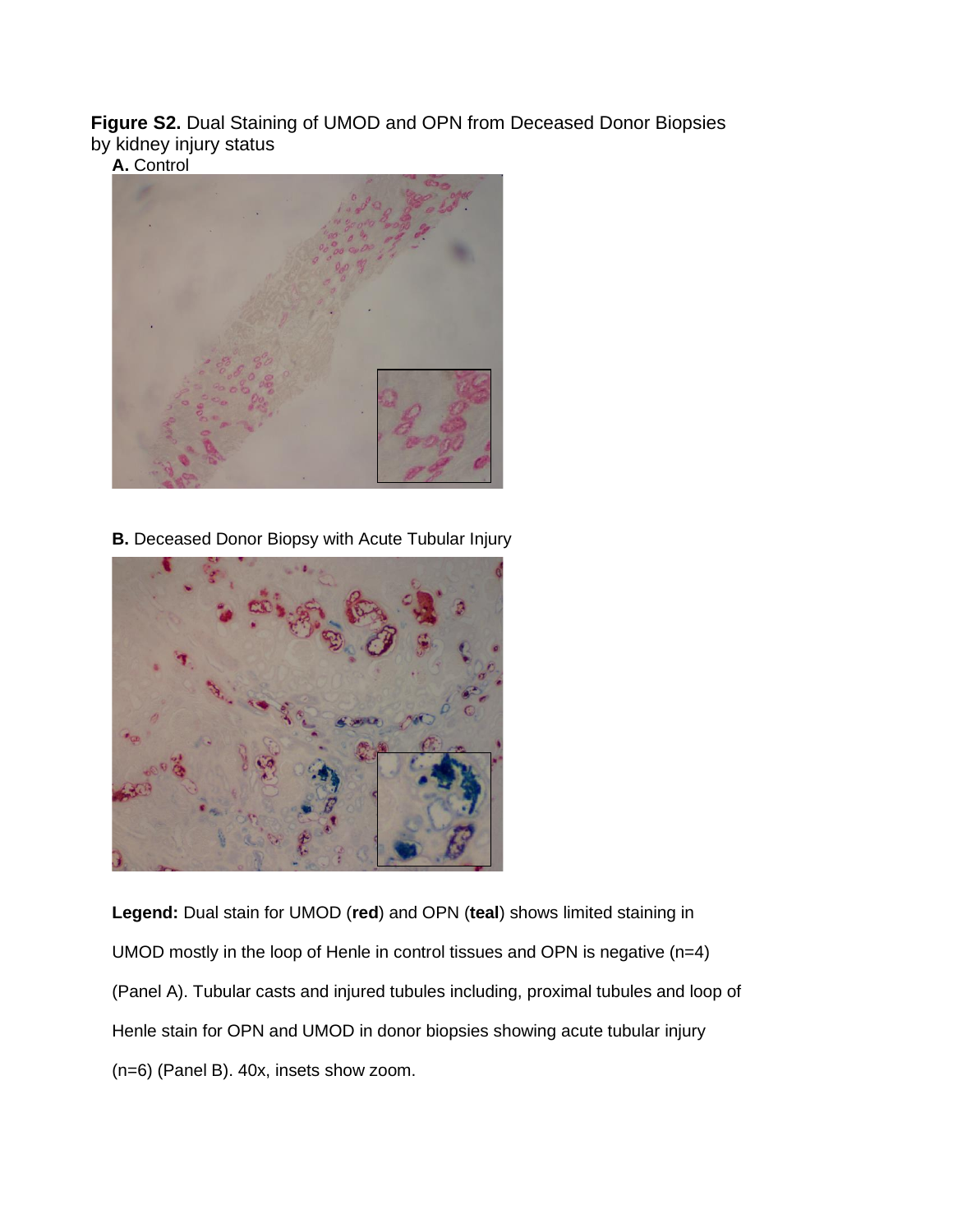**Figure S2.** Dual Staining of UMOD and OPN from Deceased Donor Biopsies by kidney injury status

**A.** Control

**B.** Deceased Donor Biopsy with Acute Tubular Injury

**Legend:** Dual stain for UMOD (**red**) and OPN (**teal**) shows limited staining in UMOD mostly in the loop of Henle in control tissues and OPN is negative (n=4) (Panel A). Tubular casts and injured tubules including, proximal tubules and loop of Henle stain for OPN and UMOD in donor biopsies showing acute tubular injury (n=6) (Panel B). 40x, insets show zoom.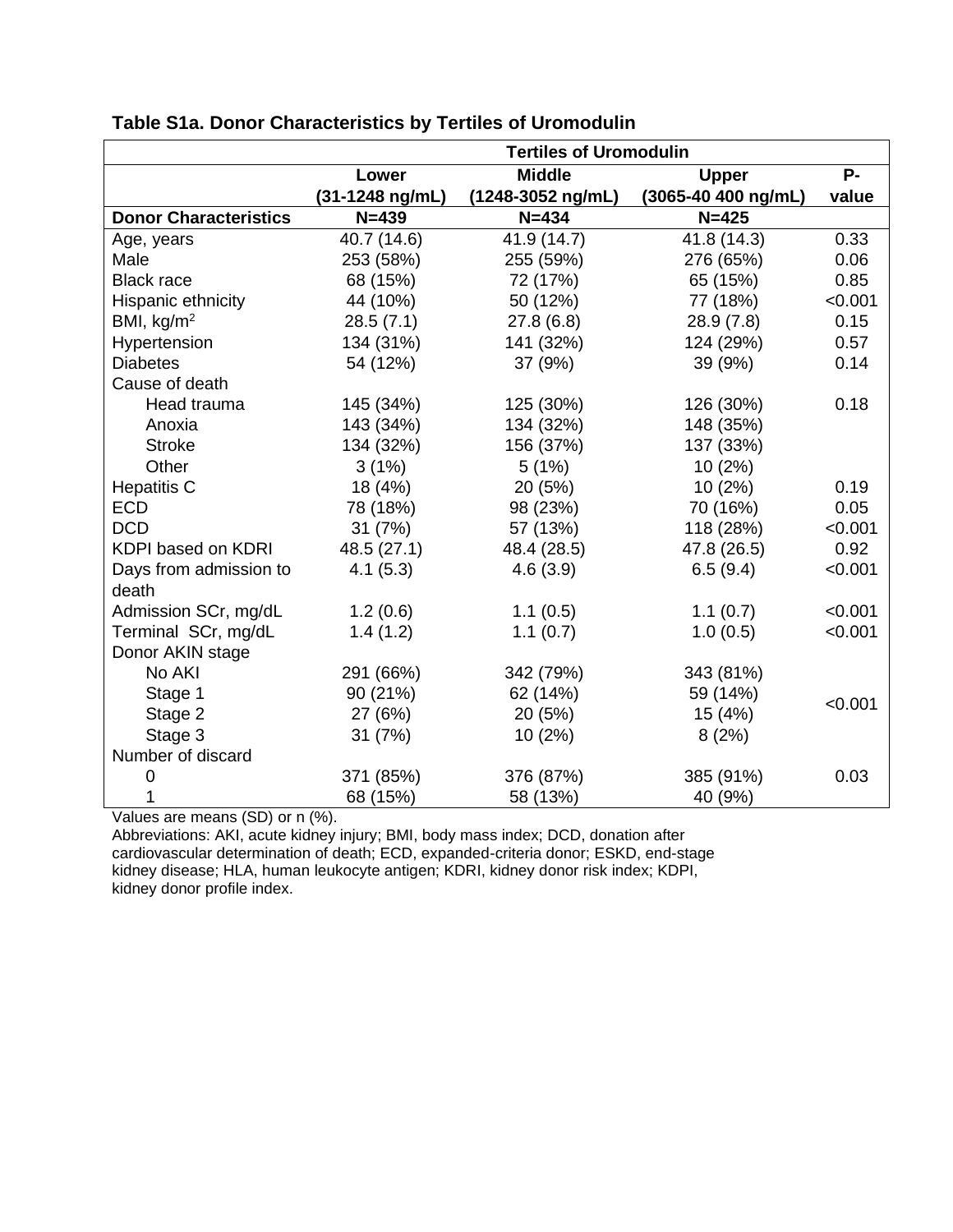**Table S1a. Donor Characteristics by Tertiles of Uromodulin**

| | Tertiles of Uromodulin | | | |
|---|---|---|---|---|
| | **Lower (31-1248 ng/mL)** | **Middle (1248-3052 ng/mL)** | **Upper (3065-40 400 ng/mL)** | **P-value** |
| **Donor Characteristics** | **N=439** | **N=434** | **N=425** | |
| Age, years | 40.7 (14.6) | 41.9 (14.7) | 41.8 (14.3) | 0.33 |
| Male | 253 (58%) | 255 (59%) | 276 (65%) | 0.06 |
| Black race | 68 (15%) | 72 (17%) | 65 (15%) | 0.85 |
| Hispanic ethnicity | 44 (10%) | 50 (12%) | 77 (18%) | <0.001 |
| BMI, kg/m$^2$ | 28.5 (7.1) | 27.8 (6.8) | 28.9 (7.8) | 0.15 |
| Hypertension | 134 (31%) | 141 (32%) | 124 (29%) | 0.57 |
| Diabetes | 54 (12%) | 37 (9%) | 39 (9%) | 0.14 |
| Cause of death | | | | |
| Head trauma | 145 (34%) | 125 (30%) | 126 (30%) | 0.18 |
| Anoxia | 143 (34%) | 134 (32%) | 148 (35%) | |
| Stroke | 134 (32%) | 156 (37%) | 137 (33%) | |
| Other | 3 (1%) | 5 (1%) | 10 (2%) | |
| Hepatitis C | 18 (4%) | 20 (5%) | 10 (2%) | 0.19 |
| ECD | 78 (18%) | 98 (23%) | 70 (16%) | 0.05 |
| DCD | 31 (7%) | 57 (13%) | 118 (28%) | <0.001 |
| KDPI based on KDRI | 48.5 (27.1) | 48.4 (28.5) | 47.8 (26.5) | 0.92 |
| Days from admission to death | 4.1 (5.3) | 4.6 (3.9) | 6.5 (9.4) | <0.001 |
| Admission SCr, mg/dL | 1.2 (0.6) | 1.1 (0.5) | 1.1 (0.7) | <0.001 |
| Terminal SCr, mg/dL | 1.4 (1.2) | 1.1 (0.7) | 1.0 (0.5) | <0.001 |
| Donor AKIN stage | | | | |
| No AKI | 291 (66%) | 342 (79%) | 343 (81%) | <0.001 |
| Stage 1 | 90 (21%) | 62 (14%) | 59 (14%) | |
| Stage 2 | 27 (6%) | 20 (5%) | 15 (4%) | |
| Stage 3 | 31 (7%) | 10 (2%) | 8 (2%) | |
| Number of discard | | | | |
| 0 | 371 (85%) | 376 (87%) | 385 (91%) | 0.03 |
| 1 | 68 (15%) | 58 (13%) | 40 (9%) | |

Values are means (SD) or n (%).

Abbreviations: AKI, acute kidney injury; BMI, body mass index; DCD, donation after cardiovascular determination of death; ECD, expanded-criteria donor; ESKD, end-stage kidney disease; HLA, human leukocyte antigen; KDRI, kidney donor risk index; KDPI, kidney donor profile index.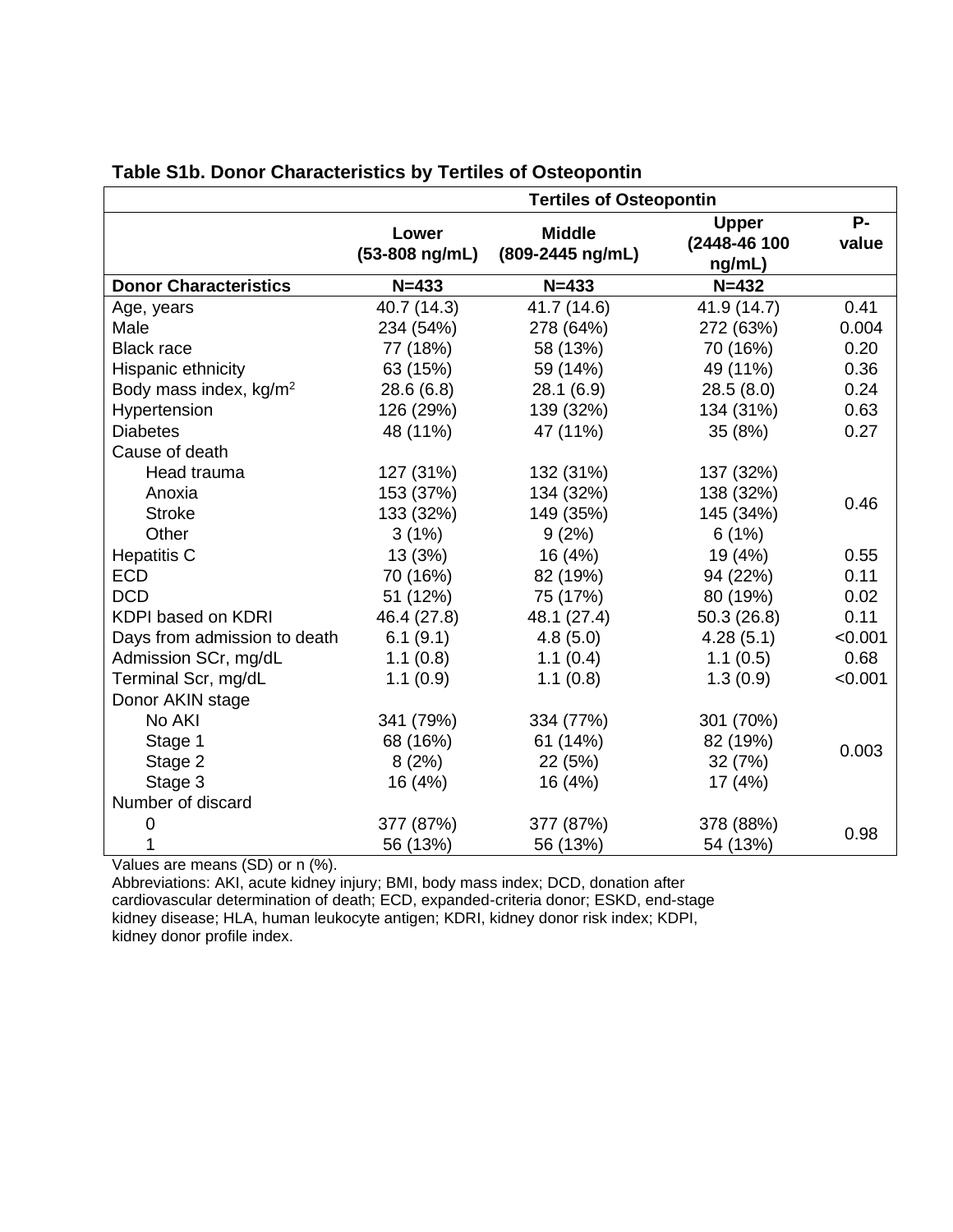**Table S1b. Donor Characteristics by Tertiles of Osteopontin**

| | Tertiles of Osteopontin | | | |
|---|---|---|---|---|
| | **Lower (53-808 ng/mL)** | **Middle (809-2445 ng/mL)** | **Upper (2448-46 100 ng/mL)** | **P-value** |
| **Donor Characteristics** | **N=433** | **N=433** | **N=432** | |
| Age, years | 40.7 (14.3) | 41.7 (14.6) | 41.9 (14.7) | 0.41 |
| Male | 234 (54%) | 278 (64%) | 272 (63%) | 0.004 |
| Black race | 77 (18%) | 58 (13%) | 70 (16%) | 0.20 |
| Hispanic ethnicity | 63 (15%) | 59 (14%) | 49 (11%) | 0.36 |
| Body mass index, $kg/m^2$ | 28.6 (6.8) | 28.1 (6.9) | 28.5 (8.0) | 0.24 |
| Hypertension | 126 (29%) | 139 (32%) | 134 (31%) | 0.63 |
| Diabetes | 48 (11%) | 47 (11%) | 35 (8%) | 0.27 |
| Cause of death | | | | |
| Head trauma | 127 (31%) | 132 (31%) | 137 (32%) | 0.46 |
| Anoxia | 153 (37%) | 134 (32%) | 138 (32%) | |
| Stroke | 133 (32%) | 149 (35%) | 145 (34%) | |
| Other | 3 (1%) | 9 (2%) | 6 (1%) | |
| Hepatitis C | 13 (3%) | 16 (4%) | 19 (4%) | 0.55 |
| ECD | 70 (16%) | 82 (19%) | 94 (22%) | 0.11 |
| DCD | 51 (12%) | 75 (17%) | 80 (19%) | 0.02 |
| KDPI based on KDRI | 46.4 (27.8) | 48.1 (27.4) | 50.3 (26.8) | 0.11 |
| Days from admission to death | 6.1 (9.1) | 4.8 (5.0) | 4.28 (5.1) | <0.001 |
| Admission SCr, mg/dL | 1.1 (0.8) | 1.1 (0.4) | 1.1 (0.5) | 0.68 |
| Terminal Scr, mg/dL | 1.1 (0.9) | 1.1 (0.8) | 1.3 (0.9) | <0.001 |
| Donor AKIN stage | | | | |
| No AKI | 341 (79%) | 334 (77%) | 301 (70%) | 0.003 |
| Stage 1 | 68 (16%) | 61 (14%) | 82 (19%) | |
| Stage 2 | 8 (2%) | 22 (5%) | 32 (7%) | |
| Stage 3 | 16 (4%) | 16 (4%) | 17 (4%) | |
| Number of discard | | | | |
| 0 | 377 (87%) | 377 (87%) | 378 (88%) | 0.98 |
| 1 | 56 (13%) | 56 (13%) | 54 (13%) | |

Values are means (SD) or n (%).

Abbreviations: AKI, acute kidney injury; BMI, body mass index; DCD, donation after cardiovascular determination of death; ECD, expanded-criteria donor; ESKD, end-stage kidney disease; HLA, human leukocyte antigen; KDRI, kidney donor risk index; KDPI, kidney donor profile index.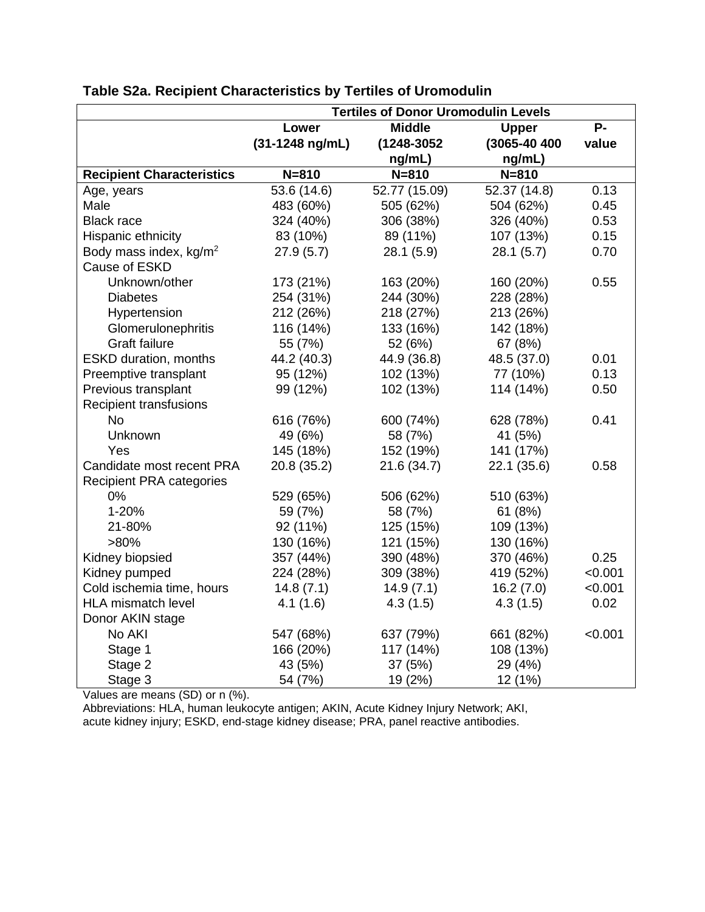**Table S2a. Recipient Characteristics by Tertiles of Uromodulin**

| | Tertiles of Donor Uromodulin Levels | | | |
|---|---|---|---|---|
| | Lower (31-1248 ng/mL) | Middle (1248-3052 ng/mL) | Upper (3065-40 400 ng/mL) | P-value |
| **Recipient Characteristics** | **N=810** | **N=810** | **N=810** | |
| Age, years | 53.6 (14.6) | 52.77 (15.09) | 52.37 (14.8) | 0.13 |
| Male | 483 (60%) | 505 (62%) | 504 (62%) | 0.45 |
| Black race | 324 (40%) | 306 (38%) | 326 (40%) | 0.53 |
| Hispanic ethnicity | 83 (10%) | 89 (11%) | 107 (13%) | 0.15 |
| Body mass index, kg/m$^2$ | 27.9 (5.7) | 28.1 (5.9) | 28.1 (5.7) | 0.70 |
| Cause of ESKD | | | | |
| Unknown/other | 173 (21%) | 163 (20%) | 160 (20%) | 0.55 |
| Diabetes | 254 (31%) | 244 (30%) | 228 (28%) | |
| Hypertension | 212 (26%) | 218 (27%) | 213 (26%) | |
| Glomerulonephritis | 116 (14%) | 133 (16%) | 142 (18%) | |
| Graft failure | 55 (7%) | 52 (6%) | 67 (8%) | |
| ESKD duration, months | 44.2 (40.3) | 44.9 (36.8) | 48.5 (37.0) | 0.01 |
| Preemptive transplant | 95 (12%) | 102 (13%) | 77 (10%) | 0.13 |
| Previous transplant | 99 (12%) | 102 (13%) | 114 (14%) | 0.50 |
| Recipient transfusions | | | | |
| No | 616 (76%) | 600 (74%) | 628 (78%) | 0.41 |
| Unknown | 49 (6%) | 58 (7%) | 41 (5%) | |
| Yes | 145 (18%) | 152 (19%) | 141 (17%) | |
| Candidate most recent PRA | 20.8 (35.2) | 21.6 (34.7) | 22.1 (35.6) | 0.58 |
| Recipient PRA categories | | | | |
| 0% | 529 (65%) | 506 (62%) | 510 (63%) | |
| 1-20% | 59 (7%) | 58 (7%) | 61 (8%) | |
| 21-80% | 92 (11%) | 125 (15%) | 109 (13%) | |
| >80% | 130 (16%) | 121 (15%) | 130 (16%) | |
| Kidney biopsied | 357 (44%) | 390 (48%) | 370 (46%) | 0.25 |
| Kidney pumped | 224 (28%) | 309 (38%) | 419 (52%) | <0.001 |
| Cold ischemia time, hours | 14.8 (7.1) | 14.9 (7.1) | 16.2 (7.0) | <0.001 |
| HLA mismatch level | 4.1 (1.6) | 4.3 (1.5) | 4.3 (1.5) | 0.02 |
| Donor AKIN stage | | | | |
| No AKI | 547 (68%) | 637 (79%) | 661 (82%) | <0.001 |
| Stage 1 | 166 (20%) | 117 (14%) | 108 (13%) | |
| Stage 2 | 43 (5%) | 37 (5%) | 29 (4%) | |
| Stage 3 | 54 (7%) | 19 (2%) | 12 (1%) | |

Values are means (SD) or n (%).

Abbreviations: HLA, human leukocyte antigen; AKIN, Acute Kidney Injury Network; AKI, acute kidney injury; ESKD, end-stage kidney disease; PRA, panel reactive antibodies.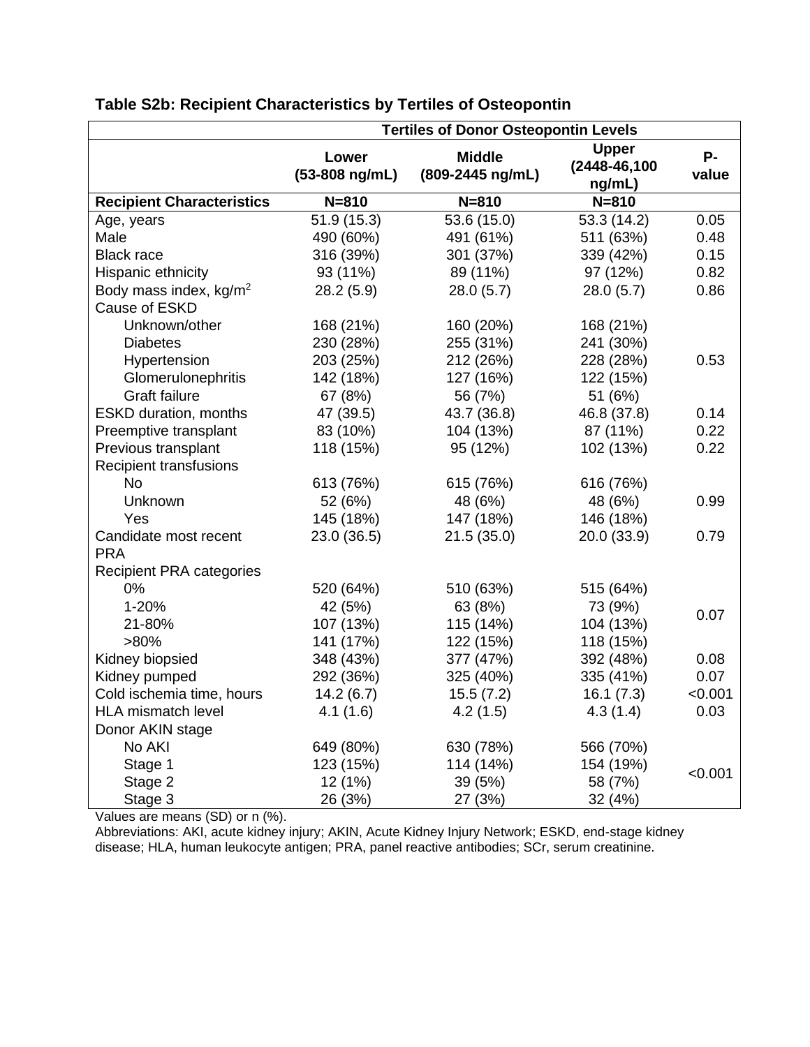**Table S2b: Recipient Characteristics by Tertiles of Osteopontin**

| | Tertiles of Donor Osteopontin Levels | | | |
|---|---|---|---|---|
| | **Lower (53-808 ng/mL)** | **Middle (809-2445 ng/mL)** | **Upper (2448-46,100 ng/mL)** | **P-value** |
| **Recipient Characteristics** | **N=810** | **N=810** | **N=810** | |
| Age, years | 51.9 (15.3) | 53.6 (15.0) | 53.3 (14.2) | 0.05 |
| Male | 490 (60%) | 491 (61%) | 511 (63%) | 0.48 |
| Black race | 316 (39%) | 301 (37%) | 339 (42%) | 0.15 |
| Hispanic ethnicity | 93 (11%) | 89 (11%) | 97 (12%) | 0.82 |
| Body mass index, kg/$m^2$ | 28.2 (5.9) | 28.0 (5.7) | 28.0 (5.7) | 0.86 |
| Cause of ESKD | | | | |
| Unknown/other | 168 (21%) | 160 (20%) | 168 (21%) | |
| Diabetes | 230 (28%) | 255 (31%) | 241 (30%) | |
| Hypertension | 203 (25%) | 212 (26%) | 228 (28%) | 0.53 |
| Glomerulonephritis | 142 (18%) | 127 (16%) | 122 (15%) | |
| Graft failure | 67 (8%) | 56 (7%) | 51 (6%) | |
| ESKD duration, months | 47 (39.5) | 43.7 (36.8) | 46.8 (37.8) | 0.14 |
| Preemptive transplant | 83 (10%) | 104 (13%) | 87 (11%) | 0.22 |
| Previous transplant | 118 (15%) | 95 (12%) | 102 (13%) | 0.22 |
| Recipient transfusions | | | | |
| No | 613 (76%) | 615 (76%) | 616 (76%) | |
| Unknown | 52 (6%) | 48 (6%) | 48 (6%) | 0.99 |
| Yes | 145 (18%) | 147 (18%) | 146 (18%) | |
| Candidate most recent PRA | 23.0 (36.5) | 21.5 (35.0) | 20.0 (33.9) | 0.79 |
| Recipient PRA categories | | | | |
| 0% | 520 (64%) | 510 (63%) | 515 (64%) | |
| 1-20% | 42 (5%) | 63 (8%) | 73 (9%) | 0.07 |
| 21-80% | 107 (13%) | 115 (14%) | 104 (13%) | |
| >80% | 141 (17%) | 122 (15%) | 118 (15%) | |
| Kidney biopsied | 348 (43%) | 377 (47%) | 392 (48%) | 0.08 |
| Kidney pumped | 292 (36%) | 325 (40%) | 335 (41%) | 0.07 |
| Cold ischemia time, hours | 14.2 (6.7) | 15.5 (7.2) | 16.1 (7.3) | <0.001 |
| HLA mismatch level | 4.1 (1.6) | 4.2 (1.5) | 4.3 (1.4) | 0.03 |
| Donor AKIN stage | | | | |
| No AKI | 649 (80%) | 630 (78%) | 566 (70%) | |
| Stage 1 | 123 (15%) | 114 (14%) | 154 (19%) | <0.001 |
| Stage 2 | 12 (1%) | 39 (5%) | 58 (7%) | |
| Stage 3 | 26 (3%) | 27 (3%) | 32 (4%) | |

Values are means (SD) or n (%).

Abbreviations: AKI, acute kidney injury; AKIN, Acute Kidney Injury Network; ESKD, end-stage kidney disease; HLA, human leukocyte antigen; PRA, panel reactive antibodies; SCr, serum creatinine.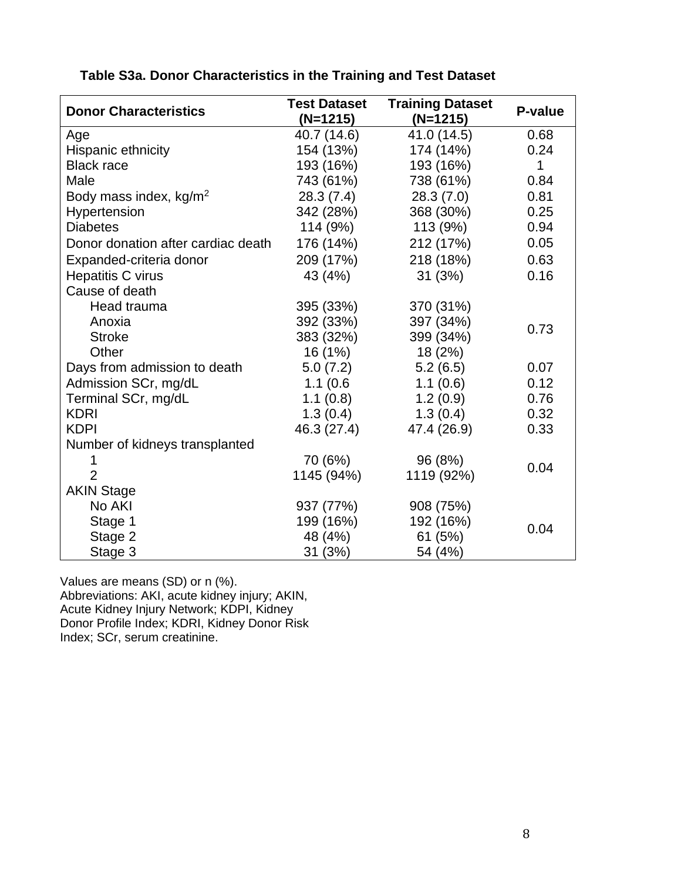**Table S3a. Donor Characteristics in the Training and Test Dataset**

| Donor Characteristics | Test Dataset (N=1215) | Training Dataset (N=1215) | P-value |
|---|---|---|---|
| Age | 40.7 (14.6) | 41.0 (14.5) | 0.68 |
| Hispanic ethnicity | 154 (13%) | 174 (14%) | 0.24 |
| Black race | 193 (16%) | 193 (16%) | 1 |
| Male | 743 (61%) | 738 (61%) | 0.84 |
| Body mass index, kg/m$^2$ | 28.3 (7.4) | 28.3 (7.0) | 0.81 |
| Hypertension | 342 (28%) | 368 (30%) | 0.25 |
| Diabetes | 114 (9%) | 113 (9%) | 0.94 |
| Donor donation after cardiac death | 176 (14%) | 212 (17%) | 0.05 |
| Expanded-criteria donor | 209 (17%) | 218 (18%) | 0.63 |
| Hepatitis C virus | 43 (4%) | 31 (3%) | 0.16 |
| Cause of death | | | |
| Head trauma | 395 (33%) | 370 (31%) | 0.73 |
| Anoxia | 392 (33%) | 397 (34%) | |
| Stroke | 383 (32%) | 399 (34%) | |
| Other | 16 (1%) | 18 (2%) | |
| Days from admission to death | 5.0 (7.2) | 5.2 (6.5) | 0.07 |
| Admission SCr, mg/dL | 1.1 (0.6 | 1.1 (0.6) | 0.12 |
| Terminal SCr, mg/dL | 1.1 (0.8) | 1.2 (0.9) | 0.76 |
| KDRI | 1.3 (0.4) | 1.3 (0.4) | 0.32 |
| KDPI | 46.3 (27.4) | 47.4 (26.9) | 0.33 |
| Number of kidneys transplanted | | | |
| 1 | 70 (6%) | 96 (8%) | 0.04 |
| 2 | 1145 (94%) | 1119 (92%) | |
| AKIN Stage | | | |
| No AKI | 937 (77%) | 908 (75%) | 0.04 |
| Stage 1 | 199 (16%) | 192 (16%) | |
| Stage 2 | 48 (4%) | 61 (5%) | |
| Stage 3 | 31 (3%) | 54 (4%) | |

Values are means (SD) or n (%).
Abbreviations: AKI, acute kidney injury; AKIN, Acute Kidney Injury Network; KDPI, Kidney Donor Profile Index; KDRI, Kidney Donor Risk Index; SCr, serum creatinine.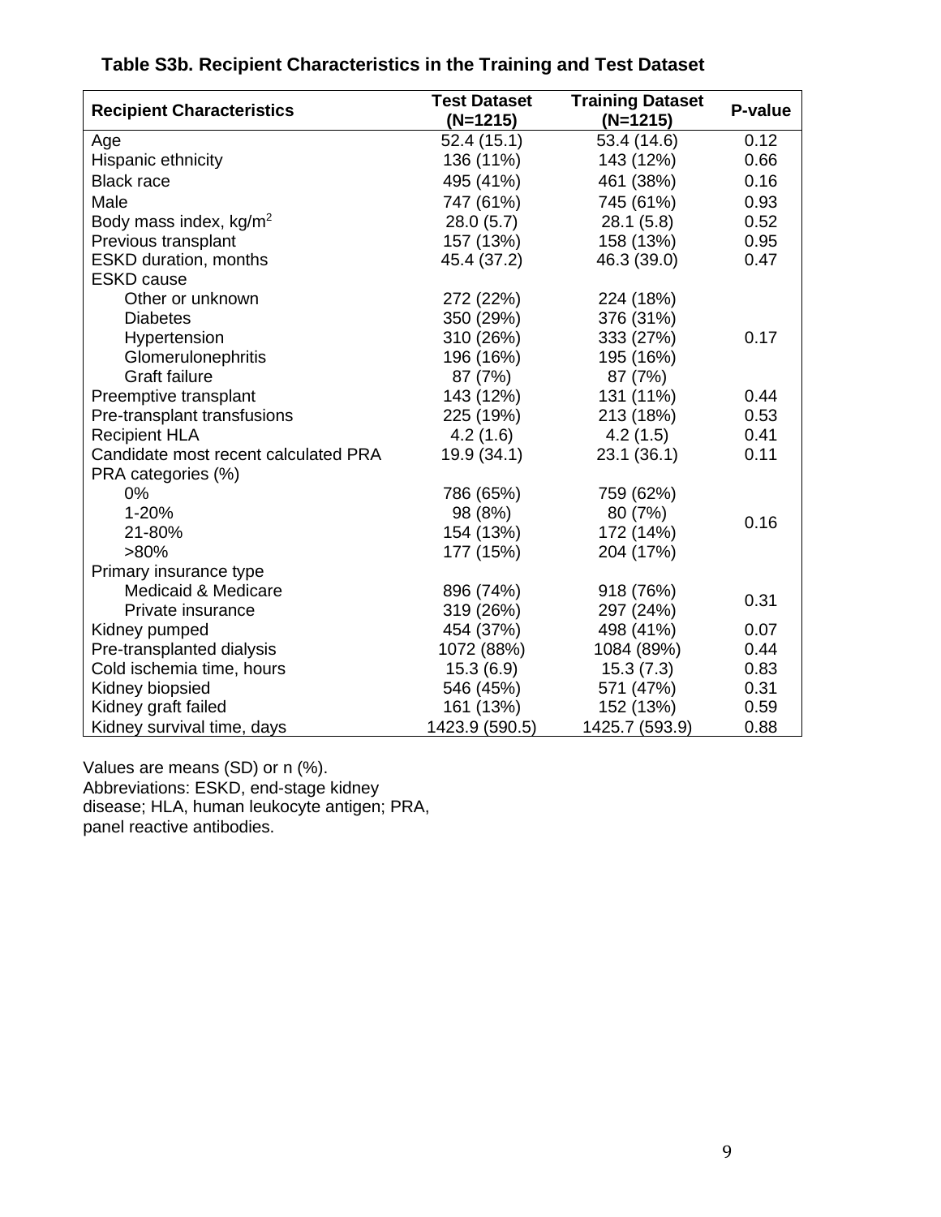**Table S3b. Recipient Characteristics in the Training and Test Dataset**

| Recipient Characteristics | Test Dataset (N=1215) | Training Dataset (N=1215) | P-value |
|---|---|---|---|
| Age | 52.4 (15.1) | 53.4 (14.6) | 0.12 |
| Hispanic ethnicity | 136 (11%) | 143 (12%) | 0.66 |
| Black race | 495 (41%) | 461 (38%) | 0.16 |
| Male | 747 (61%) | 745 (61%) | 0.93 |
| Body mass index, kg/m$^2$ | 28.0 (5.7) | 28.1 (5.8) | 0.52 |
| Previous transplant | 157 (13%) | 158 (13%) | 0.95 |
| ESKD duration, months | 45.4 (37.2) | 46.3 (39.0) | 0.47 |
| ESKD cause | | | |
| Other or unknown | 272 (22%) | 224 (18%) | |
| Diabetes | 350 (29%) | 376 (31%) | |
| Hypertension | 310 (26%) | 333 (27%) | 0.17 |
| Glomerulonephritis | 196 (16%) | 195 (16%) | |
| Graft failure | 87 (7%) | 87 (7%) | |
| Preemptive transplant | 143 (12%) | 131 (11%) | 0.44 |
| Pre-transplant transfusions | 225 (19%) | 213 (18%) | 0.53 |
| Recipient HLA | 4.2 (1.6) | 4.2 (1.5) | 0.41 |
| Candidate most recent calculated PRA | 19.9 (34.1) | 23.1 (36.1) | 0.11 |
| PRA categories (%) | | | |
| 0% | 786 (65%) | 759 (62%) | |
| 1-20% | 98 (8%) | 80 (7%) | 0.16 |
| 21-80% | 154 (13%) | 172 (14%) | |
| >80% | 177 (15%) | 204 (17%) | |
| Primary insurance type | | | |
| Medicaid & Medicare | 896 (74%) | 918 (76%) | 0.31 |
| Private insurance | 319 (26%) | 297 (24%) | |
| Kidney pumped | 454 (37%) | 498 (41%) | 0.07 |
| Pre-transplanted dialysis | 1072 (88%) | 1084 (89%) | 0.44 |
| Cold ischemia time, hours | 15.3 (6.9) | 15.3 (7.3) | 0.83 |
| Kidney biopsied | 546 (45%) | 571 (47%) | 0.31 |
| Kidney graft failed | 161 (13%) | 152 (13%) | 0.59 |
| Kidney survival time, days | 1423.9 (590.5) | 1425.7 (593.9) | 0.88 |

Values are means (SD) or n (%).
Abbreviations: ESKD, end-stage kidney disease; HLA, human leukocyte antigen; PRA, panel reactive antibodies.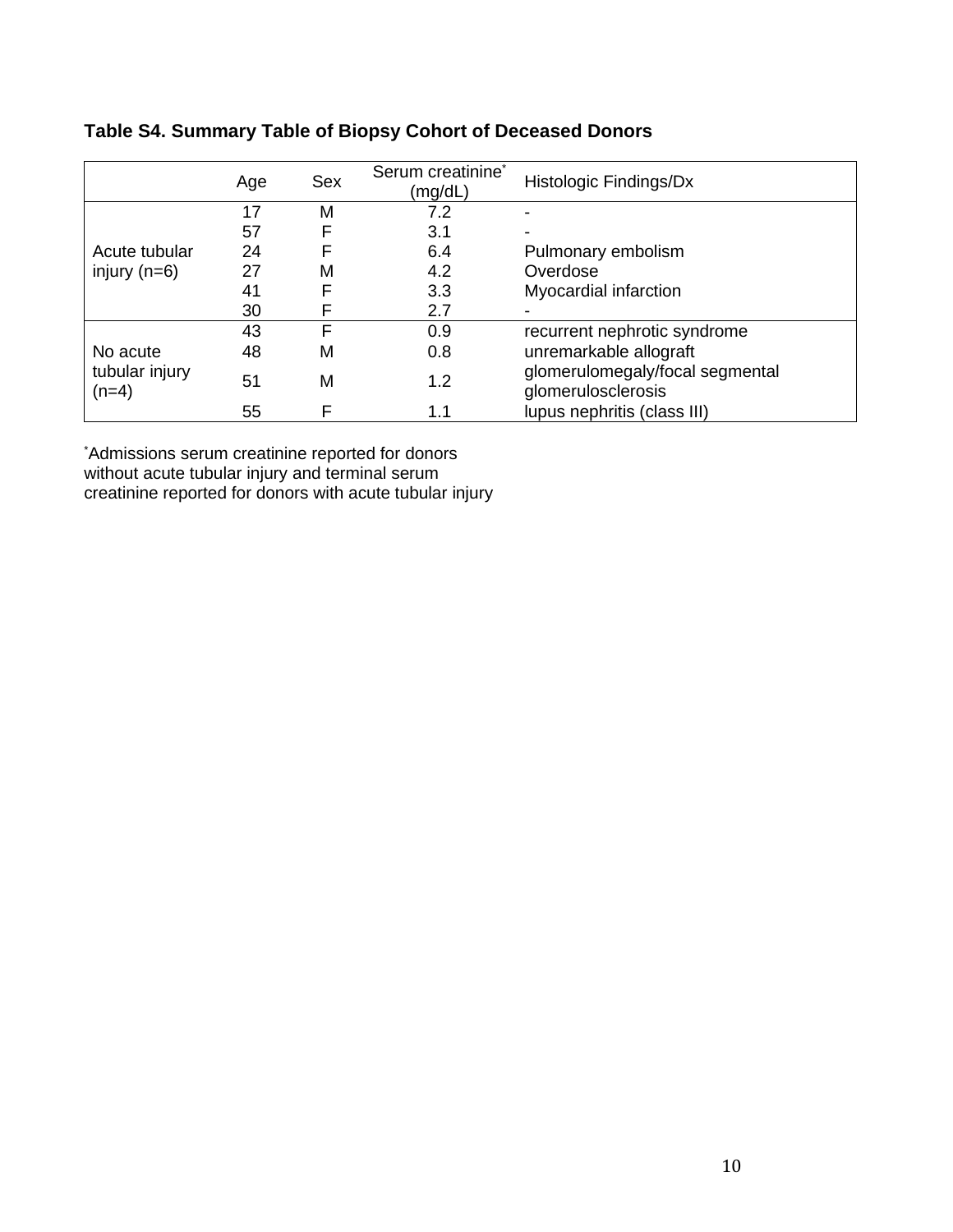**Table S4. Summary Table of Biopsy Cohort of Deceased Donors**

| | Age | Sex | Serum creatinine* (mg/dL) | Histologic Findings/Dx |
|---|---|---|---|---|
| Acute tubular injury (n=6) | 17 | M | 7.2 | - |
| | 57 | F | 3.1 | - |
| | 24 | F | 6.4 | Pulmonary embolism |
| | 27 | M | 4.2 | Overdose |
| | 41 | F | 3.3 | Myocardial infarction |
| | 30 | F | 2.7 | - |
| No acute tubular injury (n=4) | 43 | F | 0.9 | recurrent nephrotic syndrome |
| | 48 | M | 0.8 | unremarkable allograft |
| | 51 | M | 1.2 | glomerulomegaly/focal segmental glomerulosclerosis |
| | 55 | F | 1.1 | lupus nephritis (class III) |

*Admissions serum creatinine reported for donors without acute tubular injury and terminal serum creatinine reported for donors with acute tubular injury